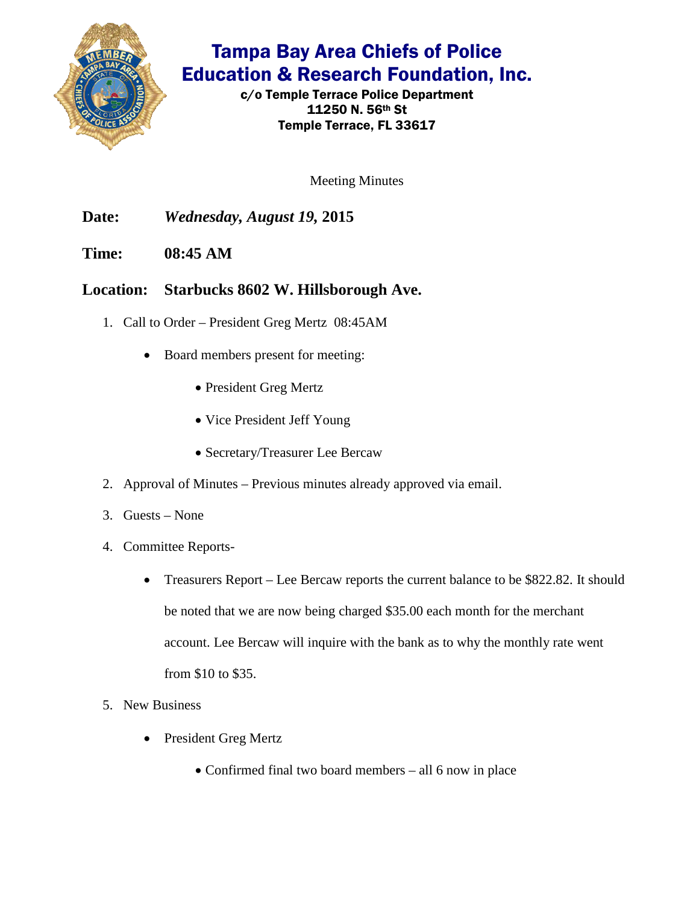# Tampa Bay Area Chiefs of Police
# Education & Research Foundation, Inc.

**c/o Temple Terrace Police Department**
**11250 N. 56th St**
**Temple Terrace, FL 33617**

Meeting Minutes

**Date:** ***Wednesday, August 19,* 2015**

**Time:** **08:45 AM**

**Location: Starbucks 8602 W. Hillsborough Ave.**

1. Call to Order – President Greg Mertz 08:45AM
   - Board members present for meeting:
     - President Greg Mertz
     - Vice President Jeff Young
     - Secretary/Treasurer Lee Bercaw
2. Approval of Minutes – Previous minutes already approved via email.
3. Guests – None
4. Committee Reports-
   - Treasurers Report – Lee Bercaw reports the current balance to be $822.82. It should be noted that we are now being charged $35.00 each month for the merchant account. Lee Bercaw will inquire with the bank as to why the monthly rate went from $10 to $35.
5. New Business
   - President Greg Mertz
     - Confirmed final two board members – all 6 now in place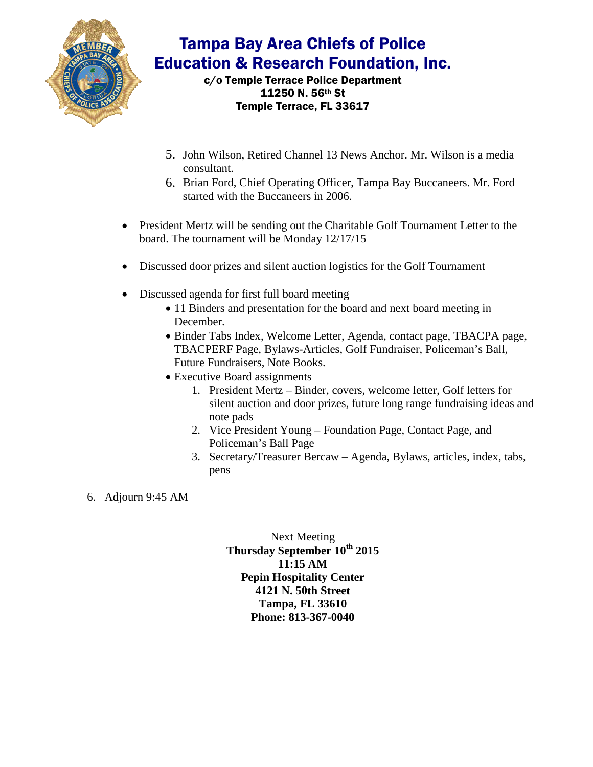# Tampa Bay Area Chiefs of Police Education & Research Foundation, Inc.

**c/o Temple Terrace Police Department**
**11250 N. 56th St**
**Temple Terrace, FL 33617**

5. John Wilson, Retired Channel 13 News Anchor. Mr. Wilson is a media consultant.
6. Brian Ford, Chief Operating Officer, Tampa Bay Buccaneers. Mr. Ford started with the Buccaneers in 2006.

- President Mertz will be sending out the Charitable Golf Tournament Letter to the board. The tournament will be Monday 12/17/15

- Discussed door prizes and silent auction logistics for the Golf Tournament

- Discussed agenda for first full board meeting
  - 11 Binders and presentation for the board and next board meeting in December.
  - Binder Tabs Index, Welcome Letter, Agenda, contact page, TBACPA page, TBACPERF Page, Bylaws-Articles, Golf Fundraiser, Policeman's Ball, Future Fundraisers, Note Books.
  - Executive Board assignments
    1. President Mertz – Binder, covers, welcome letter, Golf letters for silent auction and door prizes, future long range fundraising ideas and note pads
    2. Vice President Young – Foundation Page, Contact Page, and Policeman's Ball Page
    3. Secretary/Treasurer Bercaw – Agenda, Bylaws, articles, index, tabs, pens

6. Adjourn 9:45 AM

Next Meeting
**Thursday September 10th 2015**
**11:15 AM**
**Pepin Hospitality Center**
**4121 N. 50th Street**
**Tampa, FL 33610**
**Phone: 813-367-0040**